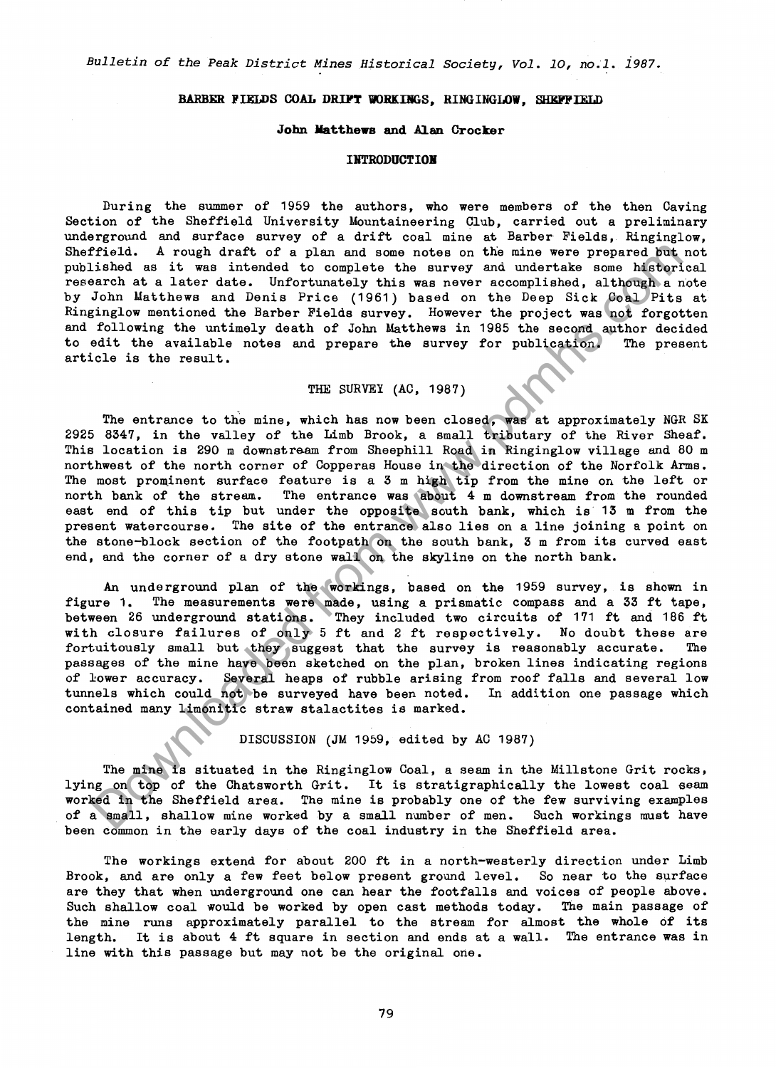# BARBER FIELDS COAL DRIFT WORKINGS, RINGINGLOW, SHEFFIELD

**John Matthews and Alan Crocker**

## INTRODUCTION

During the summer of 1959 the authors, who were members of the then Caving Section of the Sheffield University Mountaineering Club, carried out a preliminary underground and surface survey of a drift coal mine at Barber Fields, Ringinglow, Sheffield. A rough draft of a plan and some notes on the mine were prepared but not published as it was intended to complete the survey and undertake some historical research at a later date. Unfortunately this was never accomplished, although a note by John Matthews and Denis Price (1961) based on the Deep Sick Coal Pits at Ringinglow mentioned the Barber Fields survey. However the project was not forgotten and following the untimely death of John Matthews in 1985 the second author decided to edit the available notes and prepare the survey for publication. The present article is the result.

## THE SURVEY (AC, 1987)

The entrance to the mine, which has now been closed, was at approximately NGR SK 2925 8347, in the valley of the Limb Brook, a small tributary of the River Sheaf. This location is 290 m downstream from Sheephill Road in Ringinglow village and 80 m northwest of the north corner of Copperas House in the direction of the Norfolk Arms. The most prominent surface feature is a 3 m high tip from the mine on the left or north bank of the stream. The entrance was about 4 m downstream from the rounded east end of this tip but under the opposite south bank, which is 13 m from the present watercourse. The site of the entrance also lies on a line joining a point on the stone-block section of the footpath on the south bank, 3 m from its curved east end, and the corner of a dry stone wall on the skyline on the north bank.

An underground plan of the workings, based on the 1959 survey, is shown in figure 1. The measurements were made, using a prismatic compass and a 33 ft tape, between 26 underground stations. They included two circuits of 171 ft and 186 ft with closure failures of only 5 ft and 2 ft respectively. No doubt these are fortuitously small but they suggest that the survey is reasonably accurate. The passages of the mine have been sketched on the plan, broken lines indicating regions of lower accuracy. Several heaps of rubble arising from roof falls and several low tunnels which could not be surveyed have been noted. In addition one passage which contained many limonitic straw stalactites is marked.

## DISCUSSION (JM 1959, edited by AC 1987)

The mine is situated in the Ringinglow Coal, a seam in the Millstone Grit rocks, lying on top of the Chatsworth Grit. It is stratigraphically the lowest coal seam worked in the Sheffield area. The mine is probably one of the few surviving examples of a small, shallow mine worked by a small number of men. Such workings must have been common in the early days of the coal industry in the Sheffield area.

The workings extend for about 200 ft in a north-westerly direction under Limb Brook, and are only a few feet below present ground level. So near to the surface are they that when underground one can hear the footfalls and voices of people above. Such shallow coal would be worked by open cast methods today. The main passage of the mine runs approximately parallel to the stream for almost the whole of its length. It is about 4 ft square in section and ends at a wall. The entrance was in line with this passage but may not be the original one.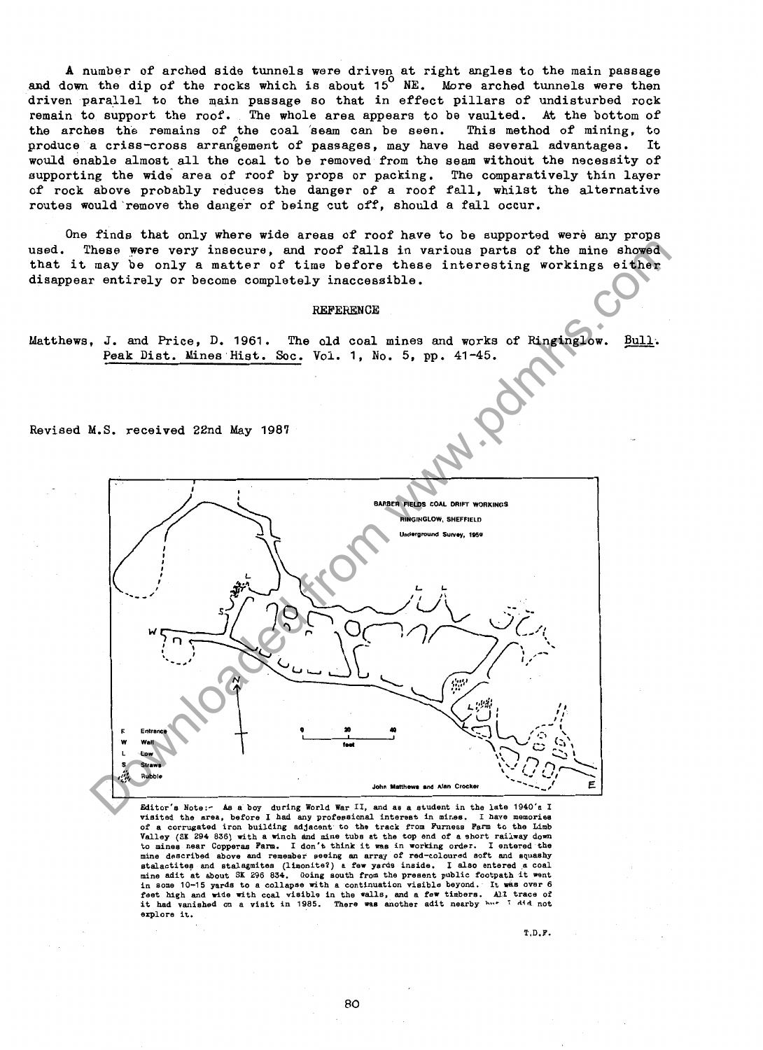A number of arched side tunnels were driven at right angles to the main passage and down the dip of the rocks which is about 15° NE. More arched tunnels were then driven parallel to the main passage so that in effect pillars of undisturbed rock remain to support the roof. The whole area appears to be vaulted. At the bottom of the arches the remains of the coal seam can be seen. This method of mining, to produce a criss-cross arrangement of passages, may have had several advantages. It would enable almost all the coal to be removed from the seam without the necessity of supporting the wide area of roof by props or packing. The comparatively thin layer of rock above probably reduces the danger of a roof fall, whilst the alternative routes would remove the danger of being cut off, should a fall occur.

One finds that only where wide areas of roof have to be supported were any props used. These were very insecure, and roof falls in various parts of the mine showed that it may be only a matter of time before these interesting workings either disappear entirely or become completely inaccessible.

## REFERENCE

Matthews, J. and Price, D. 1961. The old coal mines and works of Ringinglow. Bull. Peak Dist. Mines Hist. Soc. Vol. 1, No. 5, pp. 41-45.

Revised M.S. received 22nd May 1987

BARBER FIELDS COAL DRIFT WORKINGS
RINGINGLOW, SHEFFIELD
Underground Survey, 1959

E Entrance
W Wall
L Low
S Straws
Rubble

N

0 20 40
feet

John Matthews and Alan Crocker

Editor's Note:- As a boy during World War II, and as a student in the late 1940's I visited the area, before I had any professional interest in mines. I have memories of a corrugated iron building adjacent to the track from Furness Farm to the Limb Valley (SK 294 836) with a winch and mine tubs at the top end of a short railway down to mines near Copperas Farm. I don't think it was in working order. I entered the mine described above and remember seeing an array of red-coloured soft and squashy stalactites and stalagmites (limonite?) a few yards inside. I also entered a coal mine adit at about SK 296 834. Going south from the present public footpath it went in some 10-15 yards to a collapse with a continuation visible beyond. It was over 6 feet high and wide with coal visible in the walls, and a few timbers. All trace of it had vanished on a visit in 1985. There was another adit nearby but I did not explore it.

T.D.F.